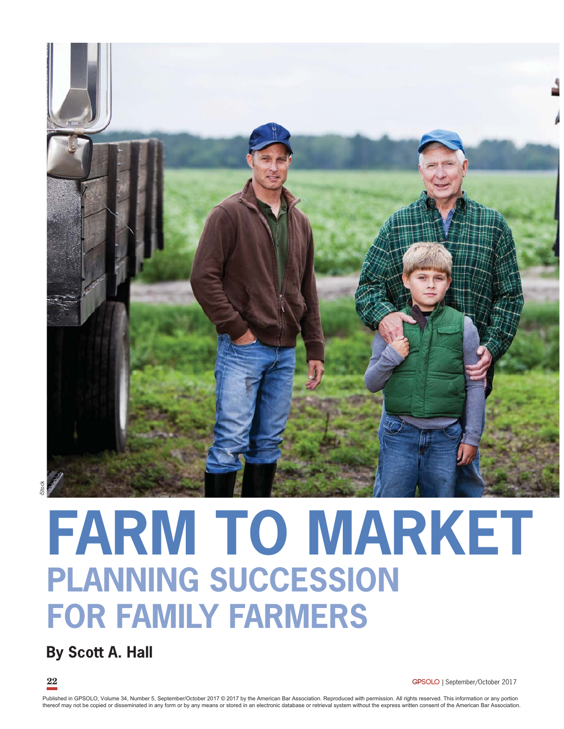# FARM TO MARKET

## PLANNING SUCCESSION FOR FAMILY FARMERS

**By Scott A. Hall**

Published in GPSOLO, Volume 34, Number 5, September/October 2017 © 2017 by the American Bar Association. Reproduced with permission. All rights reserved. This information or any portion thereof may not be copied or disseminated in any form or by any means or stored in an electronic database or retrieval system without the express written consent of the American Bar Association.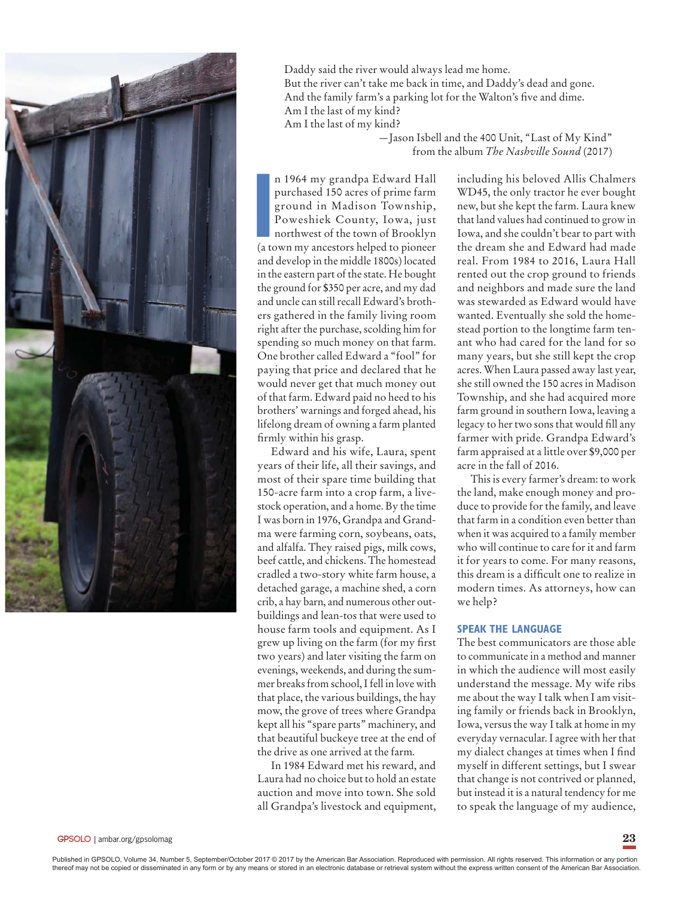Daddy said the river would always lead me home.
But the river can't take me back in time, and Daddy's dead and gone.
And the family farm's a parking lot for the Walton's five and dime.
Am I the last of my kind?
Am I the last of my kind?

—Jason Isbell and the 400 Unit, "Last of My Kind" from the album *The Nashville Sound* (2017)

In 1964 my grandpa Edward Hall purchased 150 acres of prime farm ground in Madison Township, Poweshiek County, Iowa, just northwest of the town of Brooklyn (a town my ancestors helped to pioneer and develop in the middle 1800s) located in the eastern part of the state. He bought the ground for $350 per acre, and my dad and uncle can still recall Edward's brothers gathered in the family living room right after the purchase, scolding him for spending so much money on that farm. One brother called Edward a "fool" for paying that price and declared that he would never get that much money out of that farm. Edward paid no heed to his brothers' warnings and forged ahead, his lifelong dream of owning a farm planted firmly within his grasp.

Edward and his wife, Laura, spent years of their life, all their savings, and most of their spare time building that 150-acre farm into a crop farm, a livestock operation, and a home. By the time I was born in 1976, Grandpa and Grandma were farming corn, soybeans, oats, and alfalfa. They raised pigs, milk cows, beef cattle, and chickens. The homestead cradled a two-story white farm house, a detached garage, a machine shed, a corn crib, a hay barn, and numerous other outbuildings and lean-tos that were used to house farm tools and equipment. As I grew up living on the farm (for my first two years) and later visiting the farm on evenings, weekends, and during the summer breaks from school, I fell in love with that place, the various buildings, the hay mow, the grove of trees where Grandpa kept all his "spare parts" machinery, and that beautiful buckeye tree at the end of the drive as one arrived at the farm.

In 1984 Edward met his reward, and Laura had no choice but to hold an estate auction and move into town. She sold all Grandpa's livestock and equipment, including his beloved Allis Chalmers WD45, the only tractor he ever bought new, but she kept the farm. Laura knew that land values had continued to grow in Iowa, and she couldn't bear to part with the dream she and Edward had made real. From 1984 to 2016, Laura Hall rented out the crop ground to friends and neighbors and made sure the land was stewarded as Edward would have wanted. Eventually she sold the homestead portion to the longtime farm tenant who had cared for the land for so many years, but she still kept the crop acres. When Laura passed away last year, she still owned the 150 acres in Madison Township, and she had acquired more farm ground in southern Iowa, leaving a legacy to her two sons that would fill any farmer with pride. Grandpa Edward's farm appraised at a little over $9,000 per acre in the fall of 2016.

This is every farmer's dream: to work the land, make enough money and produce to provide for the family, and leave that farm in a condition even better than when it was acquired to a family member who will continue to care for it and farm it for years to come. For many reasons, this dream is a difficult one to realize in modern times. As attorneys, how can we help?

## SPEAK THE LANGUAGE

The best communicators are those able to communicate in a method and manner in which the audience will most easily understand the message. My wife ribs me about the way I talk when I am visiting family or friends back in Brooklyn, Iowa, versus the way I talk at home in my everyday vernacular. I agree with her that my dialect changes at times when I find myself in different settings, but I swear that change is not contrived or planned, but instead it is a natural tendency for me to speak the language of my audience,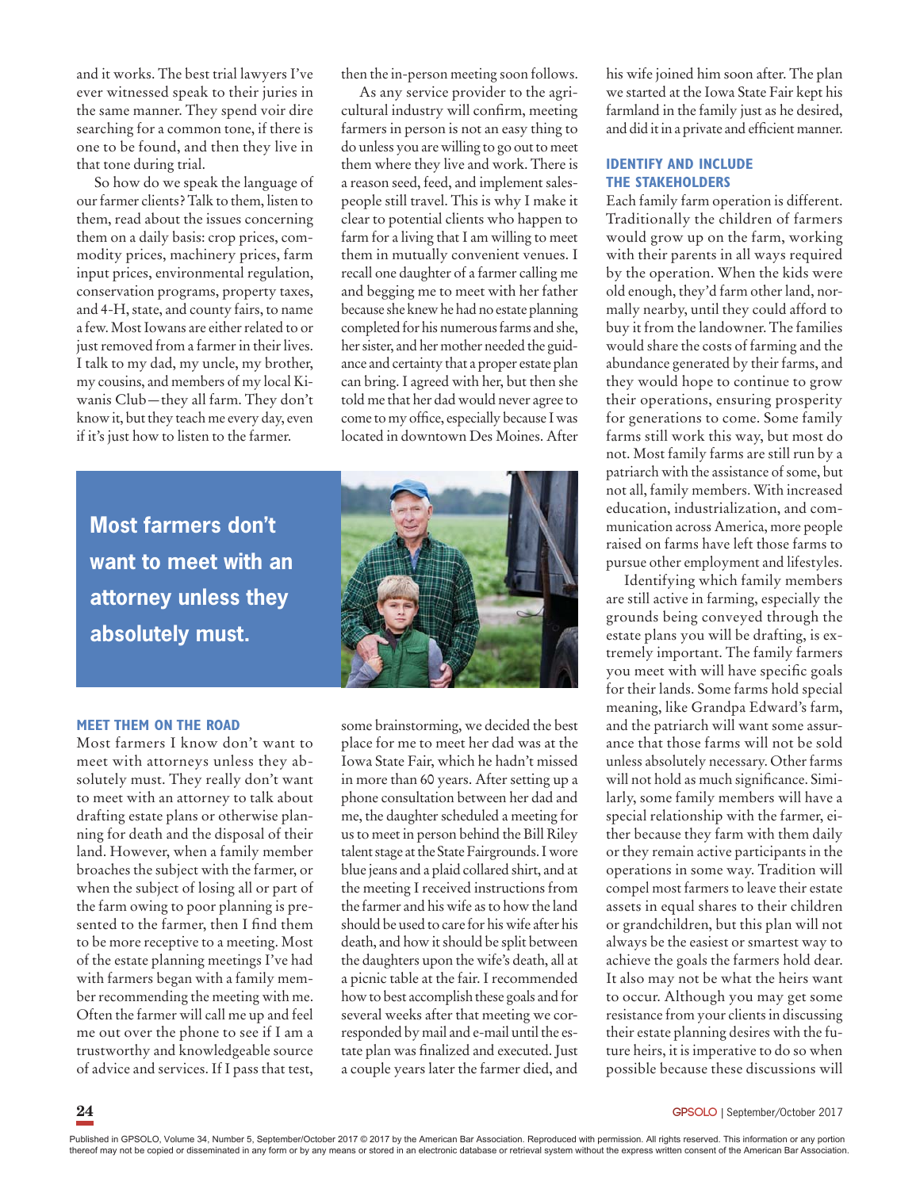and it works. The best trial lawyers I've ever witnessed speak to their juries in the same manner. They spend voir dire searching for a common tone, if there is one to be found, and then they live in that tone during trial.

So how do we speak the language of our farmer clients? Talk to them, listen to them, read about the issues concerning them on a daily basis: crop prices, commodity prices, machinery prices, farm input prices, environmental regulation, conservation programs, property taxes, and 4-H, state, and county fairs, to name a few. Most Iowans are either related to or just removed from a farmer in their lives. I talk to my dad, my uncle, my brother, my cousins, and members of my local Kiwanis Club—they all farm. They don't know it, but they teach me every day, even if it's just how to listen to the farmer.

**Most farmers don't want to meet with an attorney unless they absolutely must.**

### MEET THEM ON THE ROAD

Most farmers I know don't want to meet with attorneys unless they absolutely must. They really don't want to meet with an attorney to talk about drafting estate plans or otherwise planning for death and the disposal of their land. However, when a family member broaches the subject with the farmer, or when the subject of losing all or part of the farm owing to poor planning is presented to the farmer, then I find them to be more receptive to a meeting. Most of the estate planning meetings I've had with farmers began with a family member recommending the meeting with me. Often the farmer will call me up and feel me out over the phone to see if I am a trustworthy and knowledgeable source of advice and services. If I pass that test, then the in-person meeting soon follows.

As any service provider to the agricultural industry will confirm, meeting farmers in person is not an easy thing to do unless you are willing to go out to meet them where they live and work. There is a reason seed, feed, and implement salespeople still travel. This is why I make it clear to potential clients who happen to farm for a living that I am willing to meet them in mutually convenient venues. I recall one daughter of a farmer calling me and begging me to meet with her father because she knew he had no estate planning completed for his numerous farms and she, her sister, and her mother needed the guidance and certainty that a proper estate plan can bring. I agreed with her, but then she told me that her dad would never agree to come to my office, especially because I was located in downtown Des Moines. After some brainstorming, we decided the best place for me to meet her dad was at the Iowa State Fair, which he hadn't missed in more than 60 years. After setting up a phone consultation between her dad and me, the daughter scheduled a meeting for us to meet in person behind the Bill Riley talent stage at the State Fairgrounds. I wore blue jeans and a plaid collared shirt, and at the meeting I received instructions from the farmer and his wife as to how the land should be used to care for his wife after his death, and how it should be split between the daughters upon the wife's death, all at a picnic table at the fair. I recommended how to best accomplish these goals and for several weeks after that meeting we corresponded by mail and e-mail until the estate plan was finalized and executed. Just a couple years later the farmer died, and his wife joined him soon after. The plan we started at the Iowa State Fair kept his farmland in the family just as he desired, and did it in a private and efficient manner.

### IDENTIFY AND INCLUDE THE STAKEHOLDERS

Each family farm operation is different. Traditionally the children of farmers would grow up on the farm, working with their parents in all ways required by the operation. When the kids were old enough, they'd farm other land, normally nearby, until they could afford to buy it from the landowner. The families would share the costs of farming and the abundance generated by their farms, and they would hope to continue to grow their operations, ensuring prosperity for generations to come. Some family farms still work this way, but most do not. Most family farms are still run by a patriarch with the assistance of some, but not all, family members. With increased education, industrialization, and communication across America, more people raised on farms have left those farms to pursue other employment and lifestyles.

Identifying which family members are still active in farming, especially the grounds being conveyed through the estate plans you will be drafting, is extremely important. The family farmers you meet with will have specific goals for their lands. Some farms hold special meaning, like Grandpa Edward's farm, and the patriarch will want some assurance that those farms will not be sold unless absolutely necessary. Other farms will not hold as much significance. Similarly, some family members will have a special relationship with the farmer, either because they farm with them daily or they remain active participants in the operations in some way. Tradition will compel most farmers to leave their estate assets in equal shares to their children or grandchildren, but this plan will not always be the easiest or smartest way to achieve the goals the farmers hold dear. It also may not be what the heirs want to occur. Although you may get some resistance from your clients in discussing their estate planning desires with the future heirs, it is imperative to do so when possible because these discussions will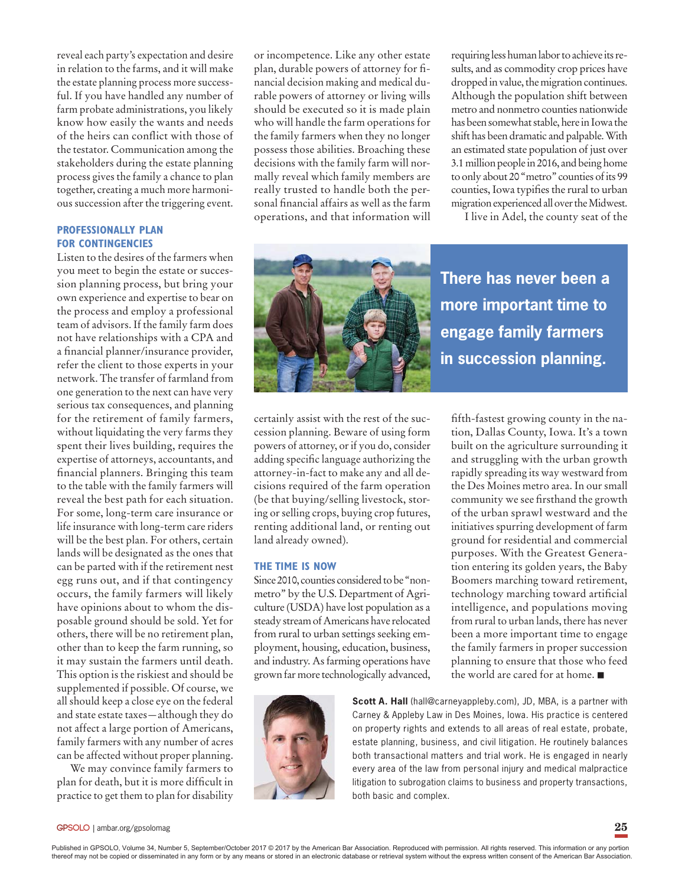reveal each party's expectation and desire in relation to the farms, and it will make the estate planning process more successful. If you have handled any number of farm probate administrations, you likely know how easily the wants and needs of the heirs can conflict with those of the testator. Communication among the stakeholders during the estate planning process gives the family a chance to plan together, creating a much more harmonious succession after the triggering event.

## PROFESSIONALLY PLAN FOR CONTINGENCIES

Listen to the desires of the farmers when you meet to begin the estate or succession planning process, but bring your own experience and expertise to bear on the process and employ a professional team of advisors. If the family farm does not have relationships with a CPA and a financial planner/insurance provider, refer the client to those experts in your network. The transfer of farmland from one generation to the next can have very serious tax consequences, and planning for the retirement of family farmers, without liquidating the very farms they spent their lives building, requires the expertise of attorneys, accountants, and financial planners. Bringing this team to the table with the family farmers will reveal the best path for each situation. For some, long-term care insurance or life insurance with long-term care riders will be the best plan. For others, certain lands will be designated as the ones that can be parted with if the retirement nest egg runs out, and if that contingency occurs, the family farmers will likely have opinions about to whom the disposable ground should be sold. Yet for others, there will be no retirement plan, other than to keep the farm running, so it may sustain the farmers until death. This option is the riskiest and should be supplemented if possible. Of course, we all should keep a close eye on the federal and state estate taxes—although they do not affect a large portion of Americans, family farmers with any number of acres can be affected without proper planning.

We may convince family farmers to plan for death, but it is more difficult in practice to get them to plan for disability or incompetence. Like any other estate plan, durable powers of attorney for financial decision making and medical durable powers of attorney or living wills should be executed so it is made plain who will handle the farm operations for the family farmers when they no longer possess those abilities. Broaching these decisions with the family farm will normally reveal which family members are really trusted to handle both the personal financial affairs as well as the farm operations, and that information will certainly assist with the rest of the succession planning. Beware of using form powers of attorney, or if you do, consider adding specific language authorizing the attorney-in-fact to make any and all decisions required of the farm operation (be that buying/selling livestock, storing or selling crops, buying crop futures, renting additional land, or renting out land already owned).

> **There has never been a more important time to engage family farmers in succession planning.**

## THE TIME IS NOW

Since 2010, counties considered to be "nonmetro" by the U.S. Department of Agriculture (USDA) have lost population as a steady stream of Americans have relocated from rural to urban settings seeking employment, housing, education, business, and industry. As farming operations have grown far more technologically advanced, requiring less human labor to achieve its results, and as commodity crop prices have dropped in value, the migration continues. Although the population shift between metro and nonmetro counties nationwide has been somewhat stable, here in Iowa the shift has been dramatic and palpable. With an estimated state population of just over 3.1 million people in 2016, and being home to only about 20 "metro" counties of its 99 counties, Iowa typifies the rural to urban migration experienced all over the Midwest.

I live in Adel, the county seat of the fifth-fastest growing county in the nation, Dallas County, Iowa. It's a town built on the agriculture surrounding it and struggling with the urban growth rapidly spreading its way westward from the Des Moines metro area. In our small community we see firsthand the growth of the urban sprawl westward and the initiatives spurring development of farm ground for residential and commercial purposes. With the Greatest Generation entering its golden years, the Baby Boomers marching toward retirement, technology marching toward artificial intelligence, and populations moving from rural to urban lands, there has never been a more important time to engage the family farmers in proper succession planning to ensure that those who feed the world are cared for at home. ■

**Scott A. Hall** (hall@carneyappleby.com), JD, MBA, is a partner with Carney & Appleby Law in Des Moines, Iowa. His practice is centered on property rights and extends to all areas of real estate, probate, estate planning, business, and civil litigation. He routinely balances both transactional matters and trial work. He is engaged in nearly every area of the law from personal injury and medical malpractice litigation to subrogation claims to business and property transactions, both basic and complex.

Published in GPSOLO, Volume 34, Number 5, September/October 2017 © 2017 by the American Bar Association. Reproduced with permission. All rights reserved. This information or any portion thereof may not be copied or disseminated in any form or by any means or stored in an electronic database or retrieval system without the express written consent of the American Bar Association.